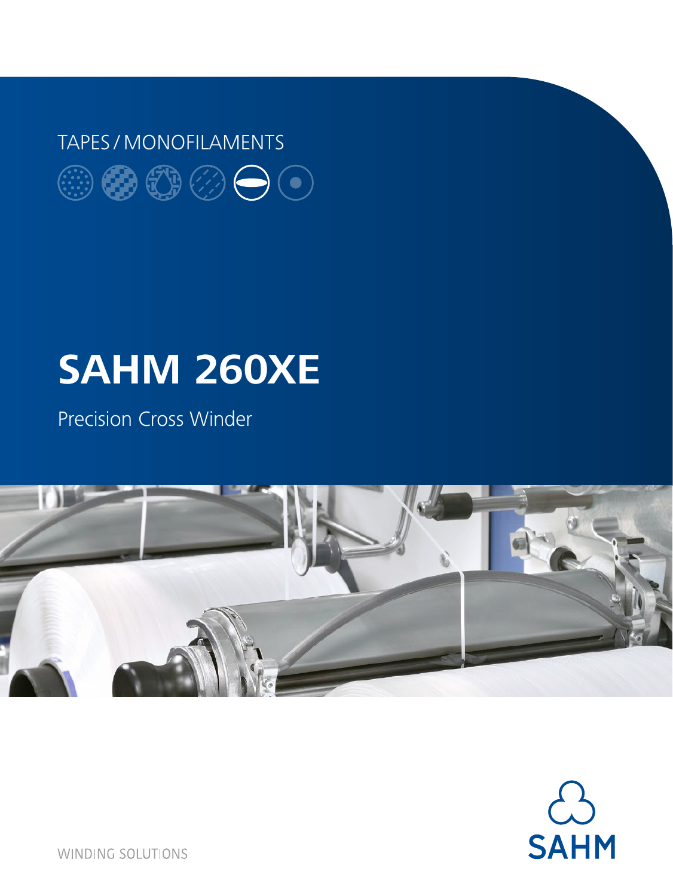TAPES / MONOFILAMENTS

# SAHM 260XE

Precision Cross Winder

SAHM

WINDING SOLUTIONS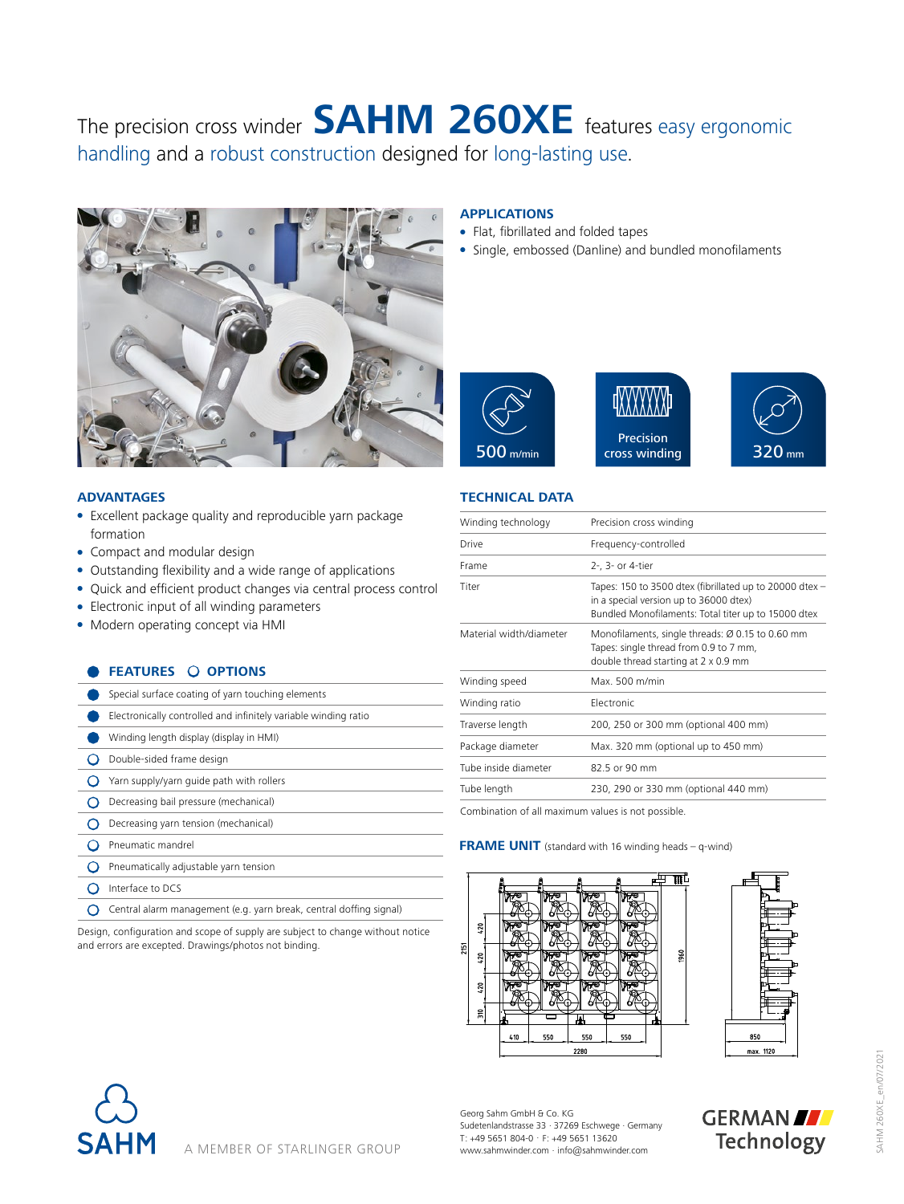# The precision cross winder **SAHM 260XE** features easy ergonomic handling and a robust construction designed for long-lasting use.

## APPLICATIONS

- Flat, fibrillated and folded tapes
- Single, embossed (Danline) and bundled monofilaments

500 m/min

Precision cross winding

320 mm

## ADVANTAGES

- Excellent package quality and reproducible yarn package formation
- Compact and modular design
- Outstanding flexibility and a wide range of applications
- Quick and efficient product changes via central process control
- Electronic input of all winding parameters
- Modern operating concept via HMI

## ● FEATURES ○ OPTIONS

| | |
|---|---|
| ● | Special surface coating of yarn touching elements |
| ● | Electronically controlled and infinitely variable winding ratio |
| ● | Winding length display (display in HMI) |
| ○ | Double-sided frame design |
| ○ | Yarn supply/yarn guide path with rollers |
| ○ | Decreasing bail pressure (mechanical) |
| ○ | Decreasing yarn tension (mechanical) |
| ○ | Pneumatic mandrel |
| ○ | Pneumatically adjustable yarn tension |
| ○ | Interface to DCS |
| ○ | Central alarm management (e.g. yarn break, central doffing signal) |

Design, configuration and scope of supply are subject to change without notice and errors are excepted. Drawings/photos not binding.

## TECHNICAL DATA

| | |
|---|---|
| Winding technology | Precision cross winding |
| Drive | Frequency-controlled |
| Frame | 2-, 3- or 4-tier |
| Titer | Tapes: 150 to 3500 dtex (fibrillated up to 20000 dtex – in a special version up to 36000 dtex)<br>Bundled Monofilaments: Total titer up to 15000 dtex |
| Material width/diameter | Monofilaments, single threads: Ø 0.15 to 0.60 mm<br>Tapes: single thread from 0.9 to 7 mm,<br>double thread starting at 2 x 0.9 mm |
| Winding speed | Max. 500 m/min |
| Winding ratio | Electronic |
| Traverse length | 200, 250 or 300 mm (optional 400 mm) |
| Package diameter | Max. 320 mm (optional up to 450 mm) |
| Tube inside diameter | 82.5 or 90 mm |
| Tube length | 230, 290 or 330 mm (optional 440 mm) |

Combination of all maximum values is not possible.

## FRAME UNIT (standard with 16 winding heads – q-wind)

420
420
420
310
2151
1960
410
550
550
550
2280
850
max. 1120

SAHM

A MEMBER OF STARLINGER GROUP

Georg Sahm GmbH & Co. KG
Sudetenlandstrasse 33 · 37269 Eschwege · Germany
T: +49 5651 804-0 · F: +49 5651 13620
www.sahmwinder.com · info@sahmwinder.com

GERMAN Technology

SAHM 260XE_en/07/2021